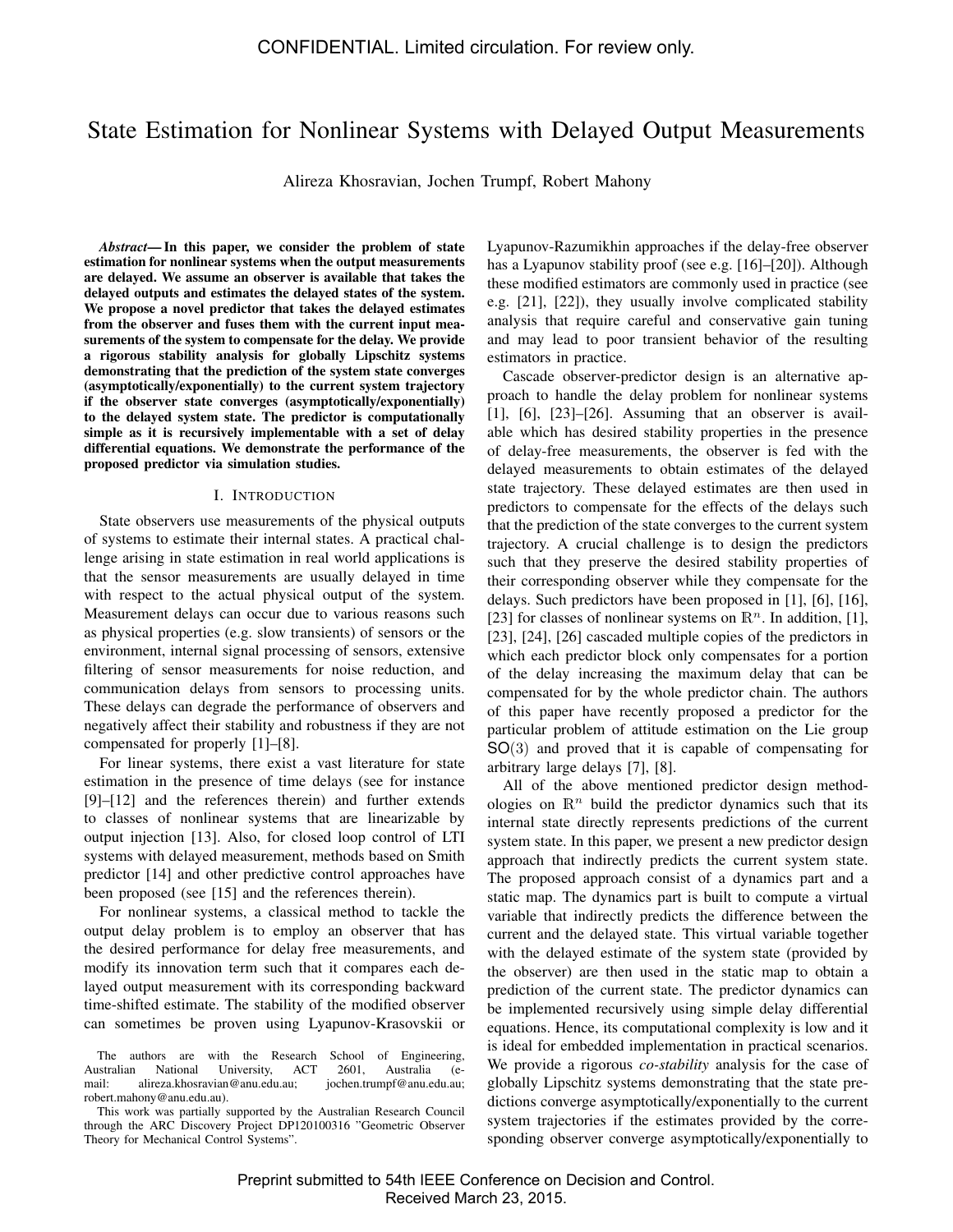# State Estimation for Nonlinear Systems with Delayed Output Measurements

Alireza Khosravian, Jochen Trumpf, Robert Mahony

***Abstract*— In this paper, we consider the problem of state estimation for nonlinear systems when the output measurements are delayed. We assume an observer is available that takes the delayed outputs and estimates the delayed states of the system. We propose a novel predictor that takes the delayed estimates from the observer and fuses them with the current input measurements of the system to compensate for the delay. We provide a rigorous stability analysis for globally Lipschitz systems demonstrating that the prediction of the system state converges (asymptotically/exponentially) to the current system trajectory if the observer state converges (asymptotically/exponentially) to the delayed system state. The predictor is computationally simple as it is recursively implementable with a set of delay differential equations. We demonstrate the performance of the proposed predictor via simulation studies.**

## I. Introduction

State observers use measurements of the physical outputs of systems to estimate their internal states. A practical challenge arising in state estimation in real world applications is that the sensor measurements are usually delayed in time with respect to the actual physical output of the system. Measurement delays can occur due to various reasons such as physical properties (e.g. slow transients) of sensors or the environment, internal signal processing of sensors, extensive filtering of sensor measurements for noise reduction, and communication delays from sensors to processing units. These delays can degrade the performance of observers and negatively affect their stability and robustness if they are not compensated for properly [1]–[8].

For linear systems, there exist a vast literature for state estimation in the presence of time delays (see for instance [9]–[12] and the references therein) and further extends to classes of nonlinear systems that are linearizable by output injection [13]. Also, for closed loop control of LTI systems with delayed measurement, methods based on Smith predictor [14] and other predictive control approaches have been proposed (see [15] and the references therein).

For nonlinear systems, a classical method to tackle the output delay problem is to employ an observer that has the desired performance for delay free measurements, and modify its innovation term such that it compares each delayed output measurement with its corresponding backward time-shifted estimate. The stability of the modified observer can sometimes be proven using Lyapunov-Krasovskii or Lyapunov-Razumikhin approaches if the delay-free observer has a Lyapunov stability proof (see e.g. [16]–[20]). Although these modified estimators are commonly used in practice (see e.g. [21], [22]), they usually involve complicated stability analysis that require careful and conservative gain tuning and may lead to poor transient behavior of the resulting estimators in practice.

Cascade observer-predictor design is an alternative approach to handle the delay problem for nonlinear systems [1], [6], [23]–[26]. Assuming that an observer is available which has desired stability properties in the presence of delay-free measurements, the observer is fed with the delayed measurements to obtain estimates of the delayed state trajectory. These delayed estimates are then used in predictors to compensate for the effects of the delays such that the prediction of the state converges to the current system trajectory. A crucial challenge is to design the predictors such that they preserve the desired stability properties of their corresponding observer while they compensate for the delays. Such predictors have been proposed in [1], [6], [16], [23] for classes of nonlinear systems on $\mathbb{R}^n$. In addition, [1], [23], [24], [26] cascaded multiple copies of the predictors in which each predictor block only compensates for a portion of the delay increasing the maximum delay that can be compensated for by the whole predictor chain. The authors of this paper have recently proposed a predictor for the particular problem of attitude estimation on the Lie group $\mathsf{SO}(3)$ and proved that it is capable of compensating for arbitrary large delays [7], [8].

All of the above mentioned predictor design methodologies on $\mathbb{R}^n$ build the predictor dynamics such that its internal state directly represents predictions of the current system state. In this paper, we present a new predictor design approach that indirectly predicts the current system state. The proposed approach consist of a dynamics part and a static map. The dynamics part is built to compute a virtual variable that indirectly predicts the difference between the current and the delayed state. This virtual variable together with the delayed estimate of the system state (provided by the observer) are then used in the static map to obtain a prediction of the current state. The predictor dynamics can be implemented recursively using simple delay differential equations. Hence, its computational complexity is low and it is ideal for embedded implementation in practical scenarios. We provide a rigorous *co-stability* analysis for the case of globally Lipschitz systems demonstrating that the state predictions converge asymptotically/exponentially to the current system trajectories if the estimates provided by the corresponding observer converge asymptotically/exponentially to

The authors are with the Research School of Engineering, Australian National University, ACT 2601, Australia (e-mail: alireza.khosravian@anu.edu.au; jochen.trumpf@anu.edu.au; robert.mahony@anu.edu.au).

This work was partially supported by the Australian Research Council through the ARC Discovery Project DP120100316 "Geometric Observer Theory for Mechanical Control Systems".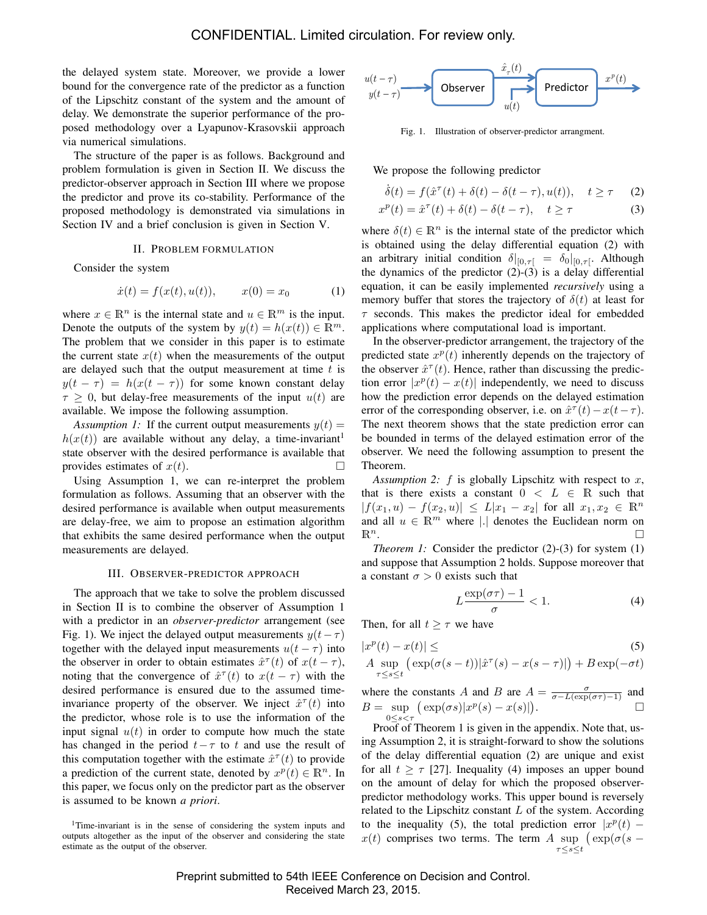the delayed system state. Moreover, we provide a lower bound for the convergence rate of the predictor as a function of the Lipschitz constant of the system and the amount of delay. We demonstrate the superior performance of the proposed methodology over a Lyapunov-Krasovskii approach via numerical simulations.

The structure of the paper is as follows. Background and problem formulation is given in Section II. We discuss the predictor-observer approach in Section III where we propose the predictor and prove its co-stability. Performance of the proposed methodology is demonstrated via simulations in Section IV and a brief conclusion is given in Section V.

## II. Problem Formulation

Consider the system

$$\dot{x}(t) = f(x(t), u(t)), \qquad x(0) = x_0 \tag{1}$$

where $x \in \mathbb{R}^n$ is the internal state and $u \in \mathbb{R}^m$ is the input. Denote the outputs of the system by $y(t) = h(x(t)) \in \mathbb{R}^m$. The problem that we consider in this paper is to estimate the current state $x(t)$ when the measurements of the output are delayed such that the output measurement at time $t$ is $y(t-\tau) = h(x(t-\tau))$ for some known constant delay $\tau \geq 0$, but delay-free measurements of the input $u(t)$ are available. We impose the following assumption.

*Assumption 1:* If the current output measurements $y(t) = h(x(t))$ are available without any delay, a time-invariant[1] state observer with the desired performance is available that provides estimates of $x(t)$. □

Using Assumption 1, we can re-interpret the problem formulation as follows. Assuming that an observer with the desired performance is available when output measurements are delay-free, we aim to propose an estimation algorithm that exhibits the same desired performance when the output measurements are delayed.

## III. Observer-Predictor Approach

The approach that we take to solve the problem discussed in Section II is to combine the observer of Assumption 1 with a predictor in an *observer-predictor* arrangement (see Fig. 1). We inject the delayed output measurements $y(t-\tau)$ together with the delayed input measurements $u(t-\tau)$ into the observer in order to obtain estimates $\hat{x}^\tau(t)$ of $x(t-\tau)$, noting that the convergence of $\hat{x}^\tau(t)$ to $x(t-\tau)$ with the desired performance is ensured due to the assumed time-invariance property of the observer. We inject $\hat{x}^\tau(t)$ into the predictor, whose role is to use the information of the input signal $u(t)$ in order to compute how much the state has changed in the period $t-\tau$ to $t$ and use the result of this computation together with the estimate $\hat{x}^\tau(t)$ to provide a prediction of the current state, denoted by $x^p(t) \in \mathbb{R}^n$. In this paper, we focus only on the predictor part as the observer is assumed to be known *a priori*.

[1]Time-invariant is in the sense of considering the system inputs and outputs altogether as the input of the observer and considering the state estimate as the output of the observer.

Fig. 1. Illustration of observer-predictor arrangment.

We propose the following predictor

$$\dot{\delta}(t) = f(\hat{x}^\tau(t) + \delta(t) - \delta(t-\tau), u(t)), \quad t \geq \tau \tag{2}$$

$$x^p(t) = \hat{x}^\tau(t) + \delta(t) - \delta(t-\tau), \quad t \geq \tau \tag{3}$$

where $\delta(t) \in \mathbb{R}^n$ is the internal state of the predictor which is obtained using the delay differential equation (2) with an arbitrary initial condition $\delta|_{[0,\tau[} = \delta_0|_{[0,\tau[}$. Although the dynamics of the predictor (2)-(3) is a delay differential equation, it can be easily implemented *recursively* using a memory buffer that stores the trajectory of $\delta(t)$ at least for $\tau$ seconds. This makes the predictor ideal for embedded applications where computational load is important.

In the observer-predictor arrangement, the trajectory of the predicted state $x^p(t)$ inherently depends on the trajectory of the observer $\hat{x}^\tau(t)$. Hence, rather than discussing the prediction error $|x^p(t) - x(t)|$ independently, we need to discuss how the prediction error depends on the delayed estimation error of the corresponding observer, i.e. on $\hat{x}^\tau(t) - x(t-\tau)$. The next theorem shows that the state prediction error can be bounded in terms of the delayed estimation error of the observer. We need the following assumption to present the Theorem.

*Assumption 2:* $f$ is globally Lipschitz with respect to $x$, that is there exists a constant $0 < L \in \mathbb{R}$ such that $|f(x_1, u) - f(x_2, u)| \leq L|x_1 - x_2|$ for all $x_1, x_2 \in \mathbb{R}^n$ and all $u \in \mathbb{R}^m$ where $|.|$ denotes the Euclidean norm on $\mathbb{R}^n$. □

*Theorem 1:* Consider the predictor (2)-(3) for system (1) and suppose that Assumption 2 holds. Suppose moreover that a constant $\sigma > 0$ exists such that

$$L\frac{\exp(\sigma\tau) - 1}{\sigma} < 1. \tag{4}$$

Then, for all $t \geq \tau$ we have

$$|x^p(t) - x(t)| \leq \tag{5}$$
$$A \sup_{\tau \leq s \leq t} \big( \exp(\sigma(s-t)) |\hat{x}^\tau(s) - x(s-\tau)| \big) + B\exp(-\sigma t)$$

where the constants $A$ and $B$ are $A = \frac{\sigma}{\sigma - L(\exp(\sigma\tau) - 1)}$ and $B = \sup_{0 \leq s < \tau} \big( \exp(\sigma s) |x^p(s) - x(s)| \big)$. □

Proof of Theorem 1 is given in the appendix. Note that, using Assumption 2, it is straight-forward to show the solutions of the delay differential equation (2) are unique and exist for all $t \geq \tau$ [27]. Inequality (4) imposes an upper bound on the amount of delay for which the proposed observer-predictor methodology works. This upper bound is reversely related to the Lipschitz constant $L$ of the system. According to the inequality (5), the total prediction error $|x^p(t) - x(t)|$ comprises two terms. The term $A \sup_{\tau \leq s \leq t} \big( \exp(\sigma(s -$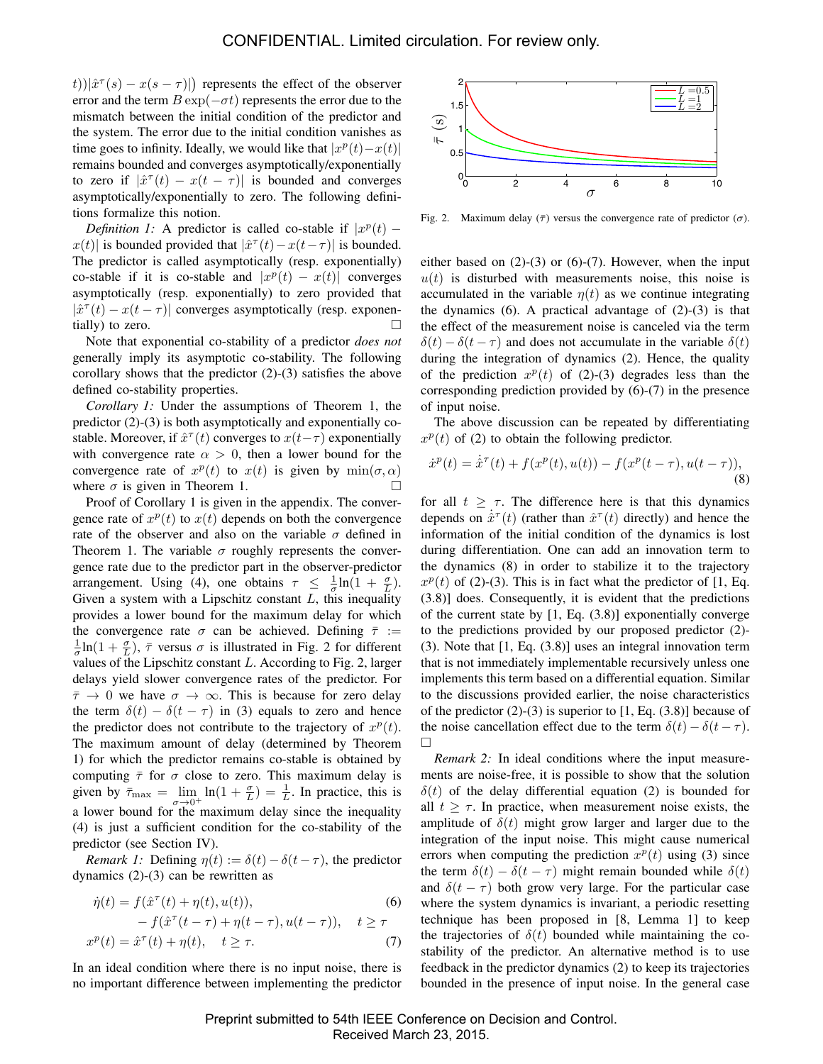$t))|\hat{x}^\tau(s) - x(s-\tau)|)$ represents the effect of the observer error and the term $B\exp(-\sigma t)$ represents the error due to the mismatch between the initial condition of the predictor and the system. The error due to the initial condition vanishes as time goes to infinity. Ideally, we would like that $|x^p(t) - x(t)|$ remains bounded and converges asymptotically/exponentially to zero if $|\hat{x}^\tau(t) - x(t-\tau)|$ is bounded and converges asymptotically/exponentially to zero. The following definitions formalize this notion.

*Definition 1:* A predictor is called co-stable if $|x^p(t) - x(t)|$ is bounded provided that $|\hat{x}^\tau(t) - x(t-\tau)|$ is bounded. The predictor is called asymptotically (resp. exponentially) co-stable if it is co-stable and $|x^p(t) - x(t)|$ converges asymptotically (resp. exponentially) to zero provided that $|\hat{x}^\tau(t) - x(t-\tau)|$ converges asymptotically (resp. exponentially) to zero. □

Note that exponential co-stability of a predictor *does not* generally imply its asymptotic co-stability. The following corollary shows that the predictor (2)-(3) satisfies the above defined co-stability properties.

*Corollary 1:* Under the assumptions of Theorem 1, the predictor (2)-(3) is both asymptotically and exponentially co-stable. Moreover, if $\hat{x}^\tau(t)$ converges to $x(t-\tau)$ exponentially with convergence rate $\alpha > 0$, then a lower bound for the convergence rate of $x^p(t)$ to $x(t)$ is given by $\min(\sigma, \alpha)$ where $\sigma$ is given in Theorem 1. □

Proof of Corollary 1 is given in the appendix. The convergence rate of $x^p(t)$ to $x(t)$ depends on both the convergence rate of the observer and also on the variable $\sigma$ defined in Theorem 1. The variable $\sigma$ roughly represents the convergence rate due to the predictor part in the observer-predictor arrangement. Using (4), one obtains $\tau \le \frac{1}{\sigma}\ln(1 + \frac{\sigma}{L})$. Given a system with a Lipschitz constant $L$, this inequality provides a lower bound for the maximum delay for which the convergence rate $\sigma$ can be achieved. Defining $\bar{\tau} := \frac{1}{\sigma}\ln(1 + \frac{\sigma}{L})$, $\bar{\tau}$ versus $\sigma$ is illustrated in Fig. 2 for different values of the Lipschitz constant $L$. According to Fig. 2, larger delays yield slower convergence rates of the predictor. For $\bar{\tau} \to 0$ we have $\sigma \to \infty$. This is because for zero delay the term $\delta(t) - \delta(t-\tau)$ in (3) equals to zero and hence the predictor does not contribute to the trajectory of $x^p(t)$. The maximum amount of delay (determined by Theorem 1) for which the predictor remains co-stable is obtained by computing $\bar{\tau}$ for $\sigma$ close to zero. This maximum delay is given by $\bar{\tau}_{\max} = \lim_{\sigma \to 0^+} \ln(1 + \frac{\sigma}{L}) = \frac{1}{L}$. In practice, this is a lower bound for the maximum delay since the inequality (4) is just a sufficient condition for the co-stability of the predictor (see Section IV).

*Remark 1:* Defining $\eta(t) := \delta(t) - \delta(t-\tau)$, the predictor dynamics (2)-(3) can be rewritten as

$$\dot{\eta}(t) = f(\hat{x}^\tau(t) + \eta(t), u(t)), \tag{6}$$
$$\quad - f(\hat{x}^\tau(t-\tau) + \eta(t-\tau), u(t-\tau)), \quad t \ge \tau$$
$$x^p(t) = \hat{x}^\tau(t) + \eta(t), \quad t \ge \tau. \tag{7}$$

In an ideal condition where there is no input noise, there is no important difference between implementing the predictor either based on (2)-(3) or (6)-(7). However, when the input $u(t)$ is disturbed with measurements noise, this noise is accumulated in the variable $\eta(t)$ as we continue integrating the dynamics (6). A practical advantage of (2)-(3) is that the effect of the measurement noise is canceled via the term $\delta(t) - \delta(t-\tau)$ and does not accumulate in the variable $\delta(t)$ during the integration of dynamics (2). Hence, the quality of the prediction $x^p(t)$ of (2)-(3) degrades less than the corresponding prediction provided by (6)-(7) in the presence of input noise.

The above discussion can be repeated by differentiating $x^p(t)$ of (2) to obtain the following predictor.

$$\dot{x}^p(t) = \dot{\hat{x}}^\tau(t) + f(x^p(t), u(t)) - f(x^p(t-\tau), u(t-\tau)), \tag{8}$$

for all $t \ge \tau$. The difference here is that this dynamics depends on $\dot{\hat{x}}^\tau(t)$ (rather than $\hat{x}^\tau(t)$ directly) and hence the information of the initial condition of the dynamics is lost during differentiation. One can add an innovation term to the dynamics (8) in order to stabilize it to the trajectory $x^p(t)$ of (2)-(3). This is in fact what the predictor of [1, Eq. (3.8)] does. Consequently, it is evident that the predictions of the current state by [1, Eq. (3.8)] exponentially converge to the predictions provided by our proposed predictor (2)-(3). Note that [1, Eq. (3.8)] uses an integral innovation term that is not immediately implementable recursively unless one implements this term based on a differential equation. Similar to the discussions provided earlier, the noise characteristics of the predictor (2)-(3) is superior to [1, Eq. (3.8)] because of the noise cancellation effect due to the term $\delta(t) - \delta(t-\tau)$. □

*Remark 2:* In ideal conditions where the input measurements are noise-free, it is possible to show that the solution $\delta(t)$ of the delay differential equation (2) is bounded for all $t \ge \tau$. In practice, when measurement noise exists, the amplitude of $\delta(t)$ might grow larger and larger due to the integration of the input noise. This might cause numerical errors when computing the prediction $x^p(t)$ using (3) since the term $\delta(t) - \delta(t-\tau)$ might remain bounded while $\delta(t)$ and $\delta(t-\tau)$ both grow very large. For the particular case where the system dynamics is invariant, a periodic resetting technique has been proposed in [8, Lemma 1] to keep the trajectories of $\delta(t)$ bounded while maintaining the co-stability of the predictor. An alternative method is to use feedback in the predictor dynamics (2) to keep its trajectories bounded in the presence of input noise. In the general case

Fig. 2. Maximum delay ($\bar{\tau}$) versus the convergence rate of predictor ($\sigma$).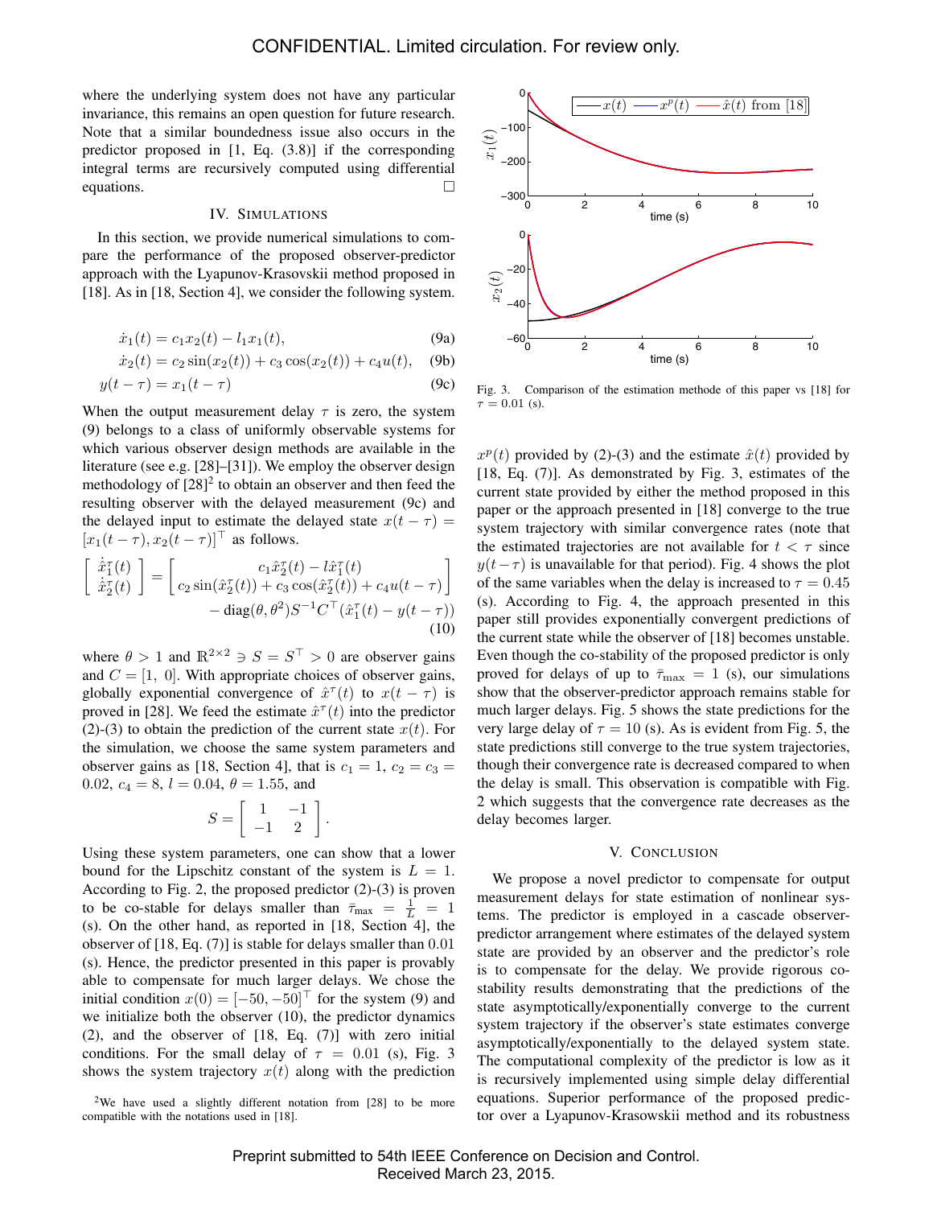where the underlying system does not have any particular invariance, this remains an open question for future research. Note that a similar boundedness issue also occurs in the predictor proposed in [1, Eq. (3.8)] if the corresponding integral terms are recursively computed using differential equations. □

## IV. SIMULATIONS

In this section, we provide numerical simulations to compare the performance of the proposed observer-predictor approach with the Lyapunov-Krasovskii method proposed in [18]. As in [18, Section 4], we consider the following system.

$$\dot{x}_1(t) = c_1 x_2(t) - l_1 x_1(t), \tag{9a}$$

$$\dot{x}_2(t) = c_2 \sin(x_2(t)) + c_3 \cos(x_2(t)) + c_4 u(t), \tag{9b}$$

$$y(t-\tau) = x_1(t-\tau) \tag{9c}$$

When the output measurement delay $\tau$ is zero, the system (9) belongs to a class of uniformly observable systems for which various observer design methods are available in the literature (see e.g. [28]–[31]). We employ the observer design methodology of [28][2] to obtain an observer and then feed the resulting observer with the delayed measurement (9c) and the delayed input to estimate the delayed state $x(t-\tau) = [x_1(t-\tau), x_2(t-\tau)]^\top$ as follows.

$$\begin{bmatrix} \dot{\hat{x}}_1^\tau(t) \\ \dot{\hat{x}}_2^\tau(t) \end{bmatrix} = \begin{bmatrix} c_1 \hat{x}_2^\tau(t) - l \hat{x}_1^\tau(t) \\ c_2 \sin(\hat{x}_2^\tau(t)) + c_3 \cos(\hat{x}_2^\tau(t)) + c_4 u(t-\tau) \end{bmatrix} - \mathrm{diag}(\theta, \theta^2) S^{-1} C^\top (\hat{x}_1^\tau(t) - y(t-\tau)) \tag{10}$$

where $\theta > 1$ and $\mathbb{R}^{2\times 2} \ni S = S^\top > 0$ are observer gains and $C = [1,\ 0]$. With appropriate choices of observer gains, globally exponential convergence of $\hat{x}^\tau(t)$ to $x(t-\tau)$ is proved in [28]. We feed the estimate $\hat{x}^\tau(t)$ into the predictor (2)-(3) to obtain the prediction of the current state $x(t)$. For the simulation, we choose the system parameters and observer gains as [18, Section 4], that is $c_1 = 1$, $c_2 = c_3 = 0.02$, $c_4 = 8$, $l = 0.04$, $\theta = 1.55$, and

$$S = \begin{bmatrix} 1 & -1 \\ -1 & 2 \end{bmatrix}.$$

Using these system parameters, one can show that a lower bound for the Lipschitz constant of the system is $L = 1$. According to Fig. 2, the proposed predictor (2)-(3) is proven to be co-stable for delays smaller than $\bar{\tau}_{\max} = \frac{1}{L} = 1$ (s). On the other hand, as reported in [18, Section 4], the observer of [18, Eq. (7)] is stable for delays smaller than $0.01$ (s). Hence, the predictor presented in this paper is provably able to compensate for much larger delays. We chose the initial condition $x(0) = [-50, -50]^\top$ for the system (9) and we initialize both the observer (10), the predictor dynamics (2), and the observer of [18, Eq. (7)] with zero initial conditions. For the small delay of $\tau = 0.01$ (s), Fig. 3 shows the system trajectory $x(t)$ along with the prediction $x^p(t)$ provided by (2)-(3) and the estimate $\hat{x}(t)$ provided by [18, Eq. (7)]. As demonstrated by Fig. 3, estimates of the current state provided by either the method proposed in this paper or the approach presented in [18] converge to the true system trajectory with similar convergence rates (note that the estimated trajectories are not available for $t < \tau$ since $y(t-\tau)$ is unavailable for that period). Fig. 4 shows the plot of the same variables when the delay is increased to $\tau = 0.45$ (s). According to Fig. 4, the approach presented in this paper still provides exponentially convergent predictions of the current state while the observer of [18] becomes unstable. Even though the co-stability of the proposed predictor is only proved for delays of up to $\bar{\tau}_{\max} = 1$ (s), our simulations show that the observer-predictor approach remains stable for much larger delays. Fig. 5 shows the state predictions for the very large delay of $\tau = 10$ (s). As is evident from Fig. 5, the state predictions still converge to the true system trajectories, though their convergence rate is decreased compared to when the delay is small. This observation is compatible with Fig. 2 which suggests that the convergence rate decreases as the delay becomes larger.

Fig. 3. Comparison of the estimation methode of this paper vs [18] for $\tau = 0.01$ (s).

[2]We have used a slightly different notation from [28] to be more compatible with the notations used in [18].

## V. CONCLUSION

We propose a novel predictor to compensate for output measurement delays for state estimation of nonlinear systems. The predictor is employed in a cascade observer-predictor arrangement where estimates of the delayed system state are provided by an observer and the predictor's role is to compensate for the delay. We provide rigorous co-stability results demonstrating that the predictions of the state asymptotically/exponentially converge to the current system trajectory if the observer's state estimates converge asymptotically/exponentially to the delayed system state. The computational complexity of the predictor is low as it is recursively implemented using simple delay differential equations. Superior performance of the proposed predictor over a Lyapunov-Krasowskii method and its robustness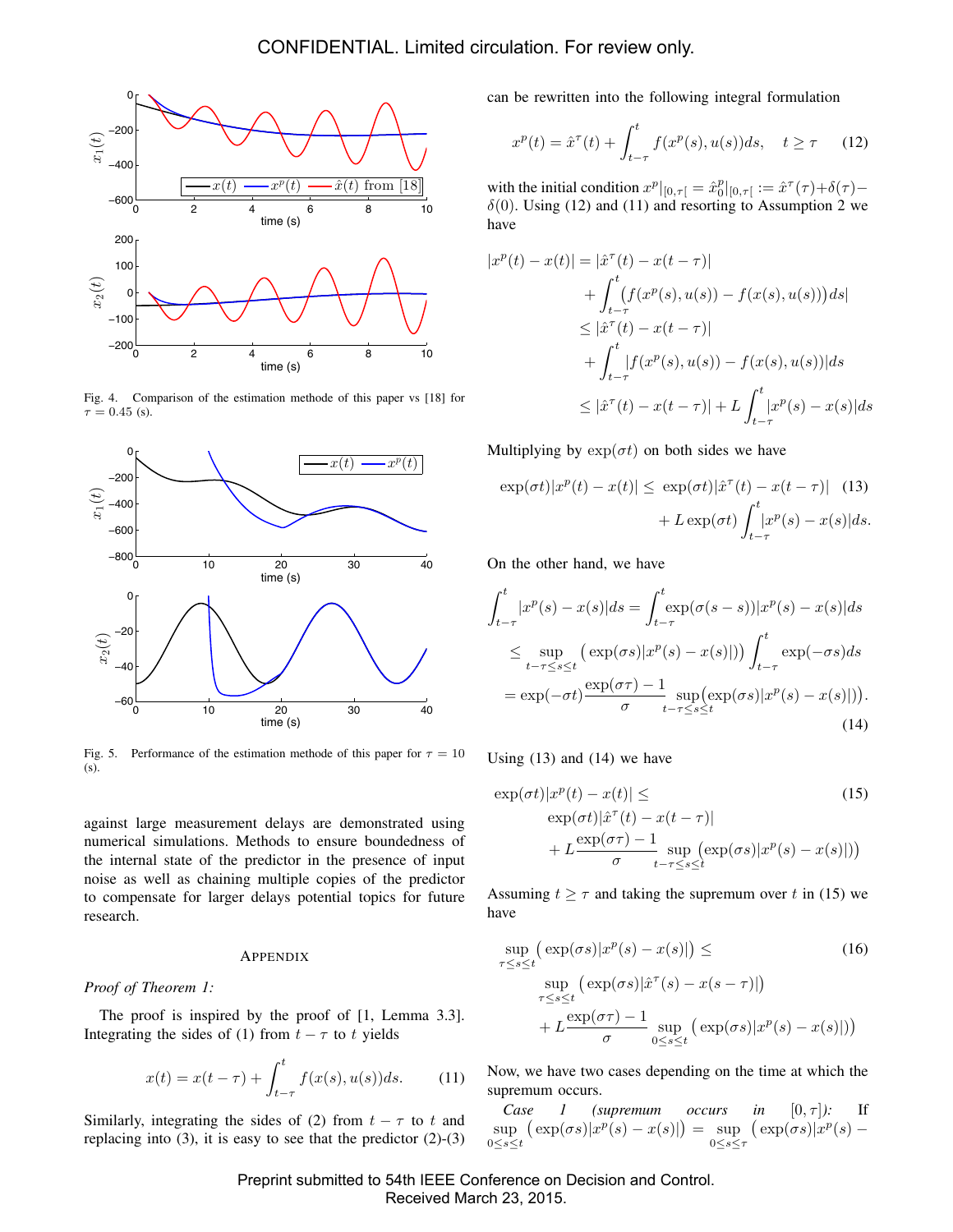Fig. 4. Comparison of the estimation methode of this paper vs [18] for $\tau = 0.45$ (s).

Fig. 5. Performance of the estimation methode of this paper for $\tau = 10$ (s).

against large measurement delays are demonstrated using numerical simulations. Methods to ensure boundedness of the internal state of the predictor in the presence of input noise as well as chaining multiple copies of the predictor to compensate for larger delays potential topics for future research.

## APPENDIX

*Proof of Theorem 1:*

The proof is inspired by the proof of [1, Lemma 3.3]. Integrating the sides of (1) from $t-\tau$ to $t$ yields

$$x(t) = x(t-\tau) + \int_{t-\tau}^{t} f(x(s), u(s))ds. \quad (11)$$

Similarly, integrating the sides of (2) from $t-\tau$ to $t$ and replacing into (3), it is easy to see that the predictor (2)-(3) can be rewritten into the following integral formulation

$$x^p(t) = \hat{x}^\tau(t) + \int_{t-\tau}^{t} f(x^p(s), u(s))ds, \quad t \geq \tau \quad (12)$$

with the initial condition $x^p|_{[0,\tau[} = \hat{x}_0^p|_{[0,\tau[} := \hat{x}^\tau(\tau) + \delta(\tau) - \delta(0)$. Using (12) and (11) and resorting to Assumption 2 we have

$$\begin{aligned}
|x^p(t) - x(t)| &= |\hat{x}^\tau(t) - x(t-\tau)| \\
&\quad + \int_{t-\tau}^{t} \big(f(x^p(s), u(s)) - f(x(s), u(s))\big)ds| \\
&\leq |\hat{x}^\tau(t) - x(t-\tau)| \\
&\quad + \int_{t-\tau}^{t} |f(x^p(s), u(s)) - f(x(s), u(s))|ds \\
&\leq |\hat{x}^\tau(t) - x(t-\tau)| + L\int_{t-\tau}^{t} |x^p(s) - x(s)|ds
\end{aligned}$$

Multiplying by $\exp(\sigma t)$ on both sides we have

$$\begin{aligned}
\exp(\sigma t)|x^p(t) - x(t)| \leq\ & \exp(\sigma t)|\hat{x}^\tau(t) - x(t-\tau)| \quad (13) \\
& + L\exp(\sigma t)\int_{t-\tau}^{t} |x^p(s) - x(s)|ds.
\end{aligned}$$

On the other hand, we have

$$\begin{aligned}
\int_{t-\tau}^{t} |x^p(s) - x(s)|ds &= \int_{t-\tau}^{t} \exp(\sigma(s-s))|x^p(s) - x(s)|ds \\
&\leq \sup_{t-\tau \leq s \leq t} \big(\exp(\sigma s)|x^p(s) - x(s)|\big) \int_{t-\tau}^{t} \exp(-\sigma s)ds \\
&= \exp(-\sigma t)\frac{\exp(\sigma\tau) - 1}{\sigma} \sup_{t-\tau \leq s \leq t} \big(\exp(\sigma s)|x^p(s) - x(s)|\big).
\end{aligned} \quad (14)$$

Using (13) and (14) we have

$$\begin{aligned}
&\exp(\sigma t)|x^p(t) - x(t)| \leq \quad (15) \\
&\quad \exp(\sigma t)|\hat{x}^\tau(t) - x(t-\tau)| \\
&\quad + L\frac{\exp(\sigma\tau) - 1}{\sigma} \sup_{t-\tau \leq s \leq t} \big(\exp(\sigma s)|x^p(s) - x(s)|\big)
\end{aligned}$$

Assuming $t \geq \tau$ and taking the supremum over $t$ in (15) we have

$$\begin{aligned}
&\sup_{\tau \leq s \leq t} \big(\exp(\sigma s)|x^p(s) - x(s)|\big) \leq \quad (16) \\
&\quad \sup_{\tau \leq s \leq t} \big(\exp(\sigma s)|\hat{x}^\tau(s) - x(s-\tau)|\big) \\
&\quad + L\frac{\exp(\sigma\tau) - 1}{\sigma} \sup_{0 \leq s \leq t} \big(\exp(\sigma s)|x^p(s) - x(s)|\big)
\end{aligned}$$

Now, we have two cases depending on the time at which the supremum occurs.

*Case 1 (supremum occurs in $[0, \tau]$):* If $\sup_{0 \leq s \leq t} \big(\exp(\sigma s)|x^p(s) - x(s)|\big) = \sup_{0 \leq s \leq \tau} \big(\exp(\sigma s)|x^p(s) -$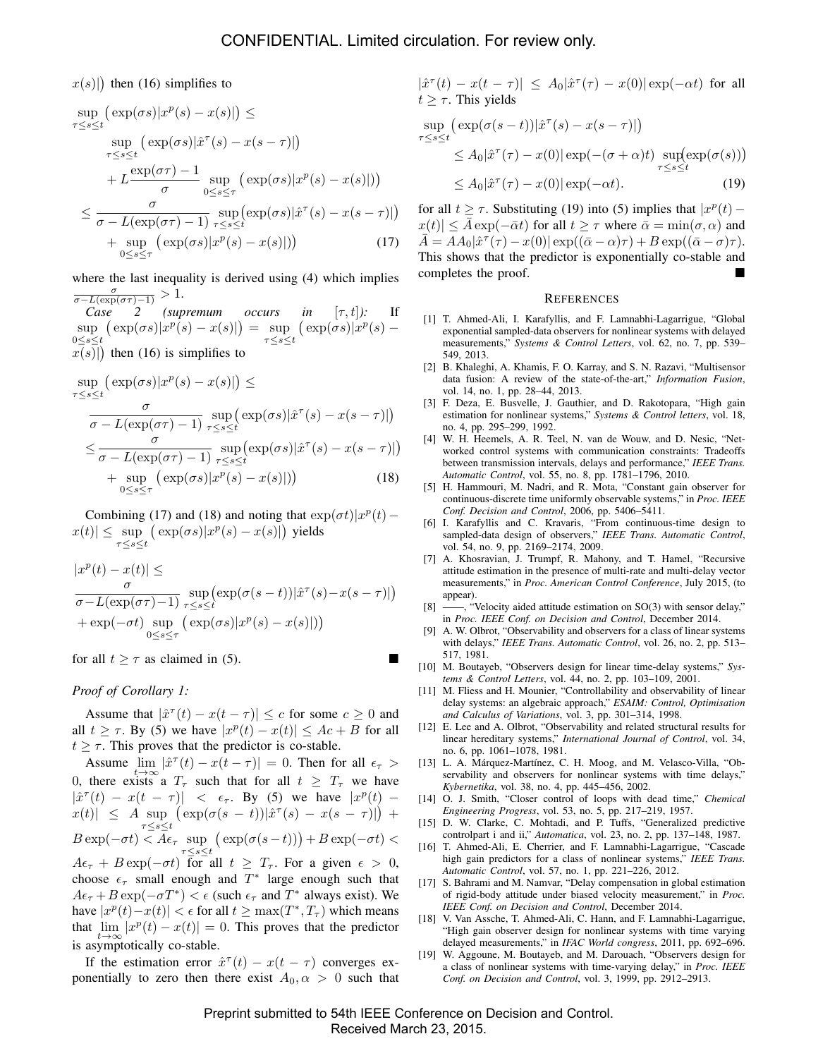$x(s)|\big)$ then (16) simplifies to

$$
\begin{aligned}
\sup_{\tau \le s \le t} &\big(\exp(\sigma s)|x^p(s) - x(s)|\big) \le \\
&\sup_{\tau \le s \le t} \big(\exp(\sigma s)|\hat{x}^\tau(s) - x(s-\tau)|\big) \\
&+ L\frac{\exp(\sigma\tau) - 1}{\sigma} \sup_{0 \le s \le \tau} \big(\exp(\sigma s)|x^p(s) - x(s)|\big)\big) \\
\le &\frac{\sigma}{\sigma - L(\exp(\sigma\tau) - 1)} \sup_{\tau \le s \le t}\big(\exp(\sigma s)|\hat{x}^\tau(s) - x(s-\tau)|\big) \\
&+ \sup_{0 \le s \le \tau} \big(\exp(\sigma s)|x^p(s) - x(s)|\big)\big) \qquad (17)
\end{aligned}
$$

where the last inequality is derived using (4) which implies $\frac{\sigma}{\sigma - L(\exp(\sigma\tau) - 1)} > 1$.

*Case 2 (supremum occurs in $[\tau, t]$):* If $\sup_{0 \le s \le t} \big(\exp(\sigma s)|x^p(s) - x(s)|\big) = \sup_{\tau \le s \le t} \big(\exp(\sigma s)|x^p(s) - x(s)|\big)$ then (16) is simplifies to

$$
\begin{aligned}
\sup_{\tau \le s \le t} &\big(\exp(\sigma s)|x^p(s) - x(s)|\big) \le \\
&\frac{\sigma}{\sigma - L(\exp(\sigma\tau) - 1)} \sup_{\tau \le s \le t}\big(\exp(\sigma s)|\hat{x}^\tau(s) - x(s-\tau)|\big) \\
\le &\frac{\sigma}{\sigma - L(\exp(\sigma\tau) - 1)} \sup_{\tau \le s \le t}\big(\exp(\sigma s)|\hat{x}^\tau(s) - x(s-\tau)|\big) \\
&+ \sup_{0 \le s \le \tau} \big(\exp(\sigma s)|x^p(s) - x(s)|\big)\big) \qquad (18)
\end{aligned}
$$

Combining (17) and (18) and noting that $\exp(\sigma t)|x^p(t) - x(t)| \le \sup_{\tau \le s \le t} \big(\exp(\sigma s)|x^p(s) - x(s)|\big)$ yields

$$
\begin{aligned}
&|x^p(t) - x(t)| \le \\
&\frac{\sigma}{\sigma - L(\exp(\sigma\tau) - 1)} \sup_{\tau \le s \le t}\big(\exp(\sigma(s-t))|\hat{x}^\tau(s) - x(s-\tau)|\big) \\
&+ \exp(-\sigma t) \sup_{0 \le s \le \tau} \big(\exp(\sigma s)|x^p(s) - x(s)|\big)\big)
\end{aligned}
$$

for all $t \ge \tau$ as claimed in (5). ■

*Proof of Corollary 1:*

Assume that $|\hat{x}^\tau(t) - x(t-\tau)| \le c$ for some $c \ge 0$ and all $t \ge \tau$. By (5) we have $|x^p(t) - x(t)| \le Ac + B$ for all $t \ge \tau$. This proves that the predictor is co-stable.

Assume $\lim_{t \to \infty} |\hat{x}^\tau(t) - x(t-\tau)| = 0$. Then for all $\epsilon_\tau > 0$, there exists a $T_\tau$ such that for all $t \ge T_\tau$ we have $|\hat{x}^\tau(t) - x(t-\tau)| < \epsilon_\tau$. By (5) we have $|x^p(t) - x(t)| \le A \sup_{\tau \le s \le t} \big(\exp(\sigma(s-t))|\hat{x}^\tau(s) - x(s-\tau)|\big) + B\exp(-\sigma t) < A\epsilon_\tau \sup_{\tau \le s \le t} \big(\exp(\sigma(s-t))\big) + B\exp(-\sigma t) < A\epsilon_\tau + B\exp(-\sigma t)$ for all $t \ge T_\tau$. For a given $\epsilon > 0$, choose $\epsilon_\tau$ small enough and $T^*$ large enough such that $A\epsilon_\tau + B\exp(-\sigma T^*) < \epsilon$ (such $\epsilon_\tau$ and $T^*$ always exist). We have $|x^p(t) - x(t)| < \epsilon$ for all $t \ge \max(T^*, T_\tau)$ which means that $\lim_{t \to \infty} |x^p(t) - x(t)| = 0$. This proves that the predictor is asymptotically co-stable.

If the estimation error $\hat{x}^\tau(t) - x(t-\tau)$ converges exponentially to zero then there exist $A_0, \alpha > 0$ such that $|\hat{x}^\tau(t) - x(t-\tau)| \le A_0|\hat{x}^\tau(\tau) - x(0)|\exp(-\alpha t)$ for all $t \ge \tau$. This yields

$$
\begin{aligned}
\sup_{\tau \le s \le t} &\big(\exp(\sigma(s-t))|\hat{x}^\tau(s) - x(s-\tau)|\big) \\
&\le A_0|\hat{x}^\tau(\tau) - x(0)|\exp(-(\sigma+\alpha)t) \sup_{\tau \le s \le t}\big(\exp(\sigma(s))\big) \\
&\le A_0|\hat{x}^\tau(\tau) - x(0)|\exp(-\alpha t). \qquad (19)
\end{aligned}
$$

for all $t \ge \tau$. Substituting (19) into (5) implies that $|x^p(t) - x(t)| \le \bar{A}\exp(-\bar{\alpha}t)$ for all $t \ge \tau$ where $\bar{\alpha} = \min(\sigma, \alpha)$ and $\bar{A} = AA_0|\hat{x}^\tau(\tau) - x(0)|\exp((\bar{\alpha} - \alpha)\tau) + B\exp((\bar{\alpha} - \sigma)\tau)$. This shows that the predictor is exponentially co-stable and completes the proof. ■

## References

[1] T. Ahmed-Ali, I. Karafyllis, and F. Lamnabhi-Lagarrigue, "Global exponential sampled-data observers for nonlinear systems with delayed measurements," *Systems & Control Letters*, vol. 62, no. 7, pp. 539–549, 2013.

[2] B. Khaleghi, A. Khamis, F. O. Karray, and S. N. Razavi, "Multisensor data fusion: A review of the state-of-the-art," *Information Fusion*, vol. 14, no. 1, pp. 28–44, 2013.

[3] F. Deza, E. Busvelle, J. Gauthier, and D. Rakotopara, "High gain estimation for nonlinear systems," *Systems & Control letters*, vol. 18, no. 4, pp. 295–299, 1992.

[4] W. H. Heemels, A. R. Teel, N. van de Wouw, and D. Nesic, "Networked control systems with communication constraints: Tradeoffs between transmission intervals, delays and performance," *IEEE Trans. Automatic Control*, vol. 55, no. 8, pp. 1781–1796, 2010.

[5] H. Hammouri, M. Nadri, and R. Mota, "Constant gain observer for continuous-discrete time uniformly observable systems," in *Proc. IEEE Conf. Decision and Control*, 2006, pp. 5406–5411.

[6] I. Karafyllis and C. Kravaris, "From continuous-time design to sampled-data design of observers," *IEEE Trans. Automatic Control*, vol. 54, no. 9, pp. 2169–2174, 2009.

[7] A. Khosravian, J. Trumpf, R. Mahony, and T. Hamel, "Recursive attitude estimation in the presence of multi-rate and multi-delay vector measurements," in *Proc. American Control Conference*, July 2015, (to appear).

[8] ——, "Velocity aided attitude estimation on SO(3) with sensor delay," in *Proc. IEEE Conf. on Decision and Control*, December 2014.

[9] A. W. Olbrot, "Observability and observers for a class of linear systems with delays," *IEEE Trans. Automatic Control*, vol. 26, no. 2, pp. 513–517, 1981.

[10] M. Boutayeb, "Observers design for linear time-delay systems," *Systems & Control Letters*, vol. 44, no. 2, pp. 103–109, 2001.

[11] M. Fliess and H. Mounier, "Controllability and observability of linear delay systems: an algebraic approach," *ESAIM: Control, Optimisation and Calculus of Variations*, vol. 3, pp. 301–314, 1998.

[12] E. Lee and A. Olbrot, "Observability and related structural results for linear hereditary systems," *International Journal of Control*, vol. 34, no. 6, pp. 1061–1078, 1981.

[13] L. A. Márquez-Martínez, C. H. Moog, and M. Velasco-Villa, "Observability and observers for nonlinear systems with time delays," *Kybernetika*, vol. 38, no. 4, pp. 445–456, 2002.

[14] O. J. Smith, "Closer control of loops with dead time," *Chemical Engineering Progress*, vol. 53, no. 5, pp. 217–219, 1957.

[15] D. W. Clarke, C. Mohtadi, and P. Tuffs, "Generalized predictive controlpart i and ii," *Automatica*, vol. 23, no. 2, pp. 137–148, 1987.

[16] T. Ahmed-Ali, E. Cherrier, and F. Lamnabhi-Lagarrigue, "Cascade high gain predictors for a class of nonlinear systems," *IEEE Trans. Automatic Control*, vol. 57, no. 1, pp. 221–226, 2012.

[17] S. Bahrami and M. Namvar, "Delay compensation in global estimation of rigid-body attitude under biased velocity measurement," in *Proc. IEEE Conf. on Decision and Control*, December 2014.

[18] V. Van Assche, T. Ahmed-Ali, C. Hann, and F. Lamnabhi-Lagarrigue, "High gain observer design for nonlinear systems with time varying delayed measurements," in *IFAC World congress*, 2011, pp. 692–696.

[19] W. Aggoune, M. Boutayeb, and M. Darouach, "Observers design for a class of nonlinear systems with time-varying delay," in *Proc. IEEE Conf. on Decision and Control*, vol. 3, 1999, pp. 2912–2913.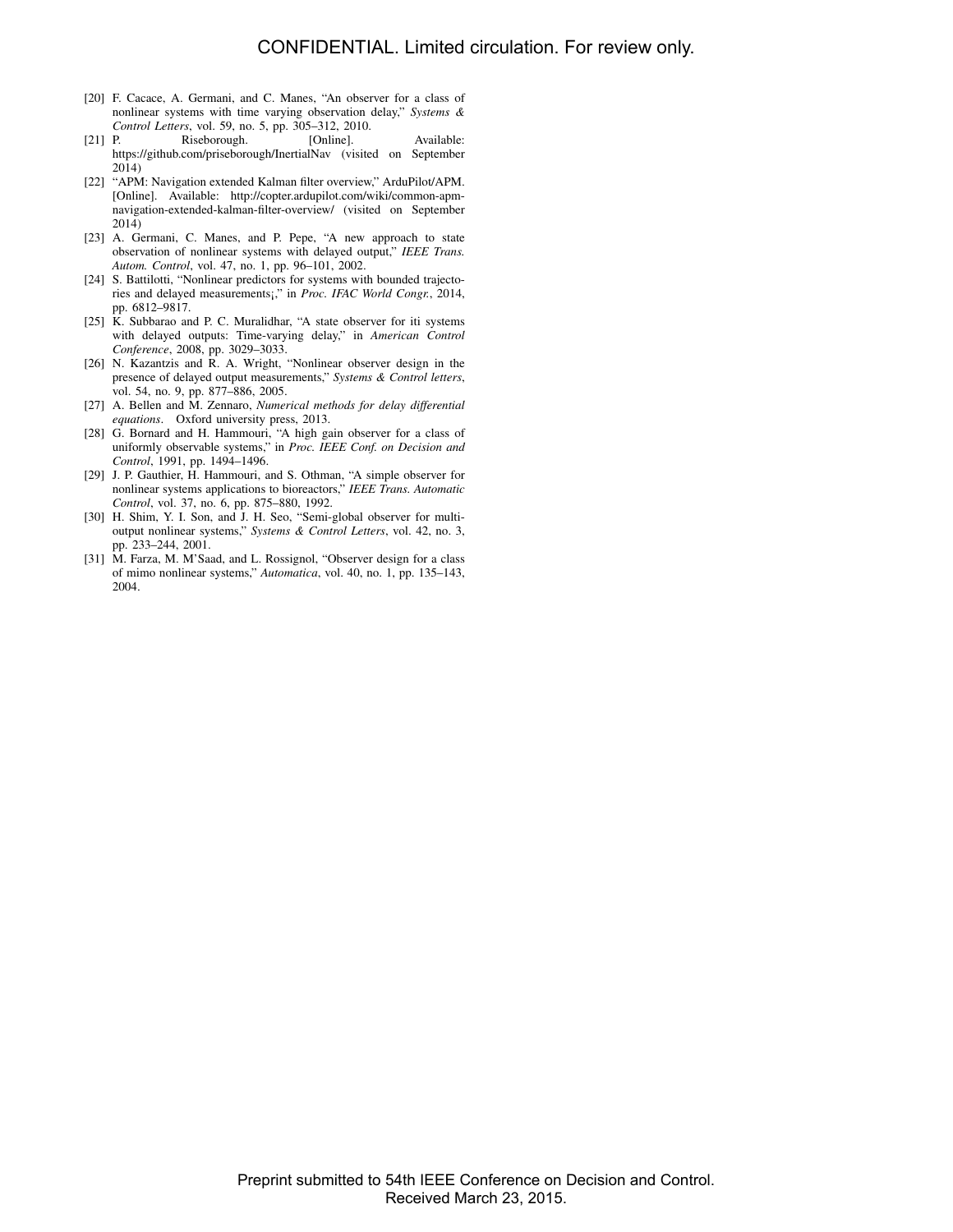[20] F. Cacace, A. Germani, and C. Manes, "An observer for a class of nonlinear systems with time varying observation delay," *Systems & Control Letters*, vol. 59, no. 5, pp. 305–312, 2010.

[21] P. Riseborough. [Online]. Available: https://github.com/priseborough/InertialNav (visited on September 2014)

[22] "APM: Navigation extended Kalman filter overview," ArduPilot/APM. [Online]. Available: http://copter.ardupilot.com/wiki/common-apm-navigation-extended-kalman-filter-overview/ (visited on September 2014)

[23] A. Germani, C. Manes, and P. Pepe, "A new approach to state observation of nonlinear systems with delayed output," *IEEE Trans. Autom. Control*, vol. 47, no. 1, pp. 96–101, 2002.

[24] S. Battilotti, "Nonlinear predictors for systems with bounded trajectories and delayed measurements¡," in *Proc. IFAC World Congr.*, 2014, pp. 6812–9817.

[25] K. Subbarao and P. C. Muralidhar, "A state observer for iti systems with delayed outputs: Time-varying delay," in *American Control Conference*, 2008, pp. 3029–3033.

[26] N. Kazantzis and R. A. Wright, "Nonlinear observer design in the presence of delayed output measurements," *Systems & Control letters*, vol. 54, no. 9, pp. 877–886, 2005.

[27] A. Bellen and M. Zennaro, *Numerical methods for delay differential equations*. Oxford university press, 2013.

[28] G. Bornard and H. Hammouri, "A high gain observer for a class of uniformly observable systems," in *Proc. IEEE Conf. on Decision and Control*, 1991, pp. 1494–1496.

[29] J. P. Gauthier, H. Hammouri, and S. Othman, "A simple observer for nonlinear systems applications to bioreactors," *IEEE Trans. Automatic Control*, vol. 37, no. 6, pp. 875–880, 1992.

[30] H. Shim, Y. I. Son, and J. H. Seo, "Semi-global observer for multi-output nonlinear systems," *Systems & Control Letters*, vol. 42, no. 3, pp. 233–244, 2001.

[31] M. Farza, M. M'Saad, and L. Rossignol, "Observer design for a class of mimo nonlinear systems," *Automatica*, vol. 40, no. 1, pp. 135–143, 2004.